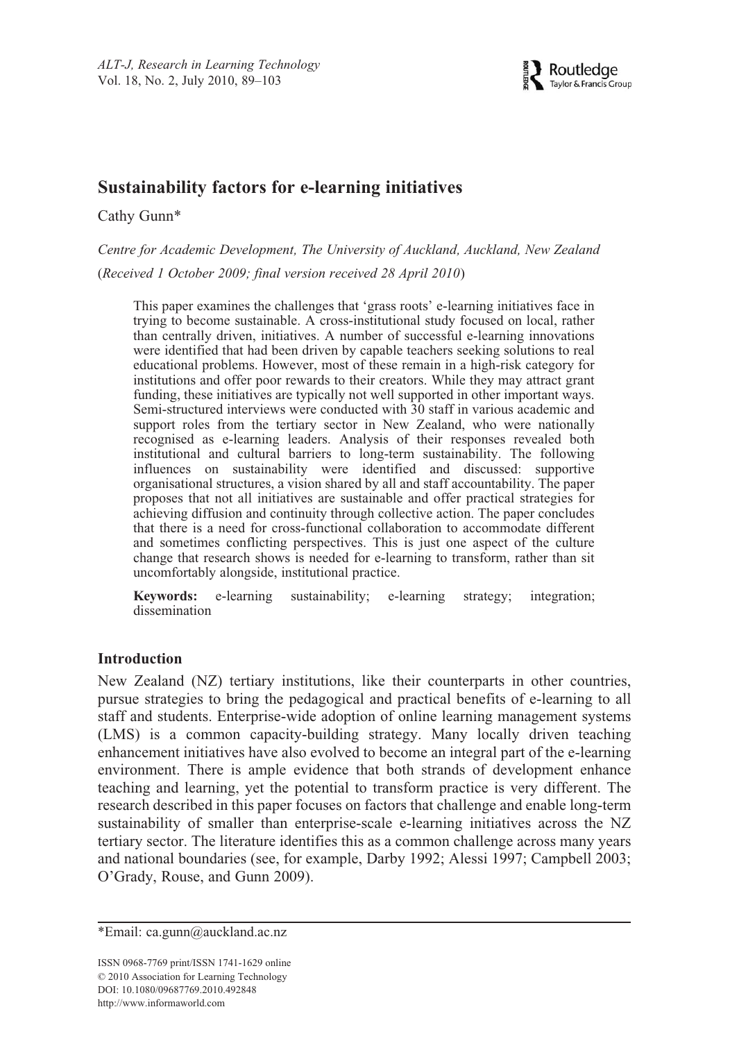# Sustainability factors for e-learning initiatives

Cathy Gunn*

*Centre for Academic Development, The University of Auckland, Auckland, New Zealand*

(*Received 1 October 2009; final version received 28 April 2010*)

This paper examines the challenges that 'grass roots' e-learning initiatives face in trying to become sustainable. A cross-institutional study focused on local, rather than centrally driven, initiatives. A number of successful e-learning innovations were identified that had been driven by capable teachers seeking solutions to real educational problems. However, most of these remain in a high-risk category for institutions and offer poor rewards to their creators. While they may attract grant funding, these initiatives are typically not well supported in other important ways. Semi-structured interviews were conducted with 30 staff in various academic and support roles from the tertiary sector in New Zealand, who were nationally recognised as e-learning leaders. Analysis of their responses revealed both institutional and cultural barriers to long-term sustainability. The following influences on sustainability were identified and discussed: supportive organisational structures, a vision shared by all and staff accountability. The paper proposes that not all initiatives are sustainable and offer practical strategies for achieving diffusion and continuity through collective action. The paper concludes that there is a need for cross-functional collaboration to accommodate different and sometimes conflicting perspectives. This is just one aspect of the culture change that research shows is needed for e-learning to transform, rather than sit uncomfortably alongside, institutional practice.

**Keywords:** e-learning sustainability; e-learning strategy; integration; dissemination

## Introduction

New Zealand (NZ) tertiary institutions, like their counterparts in other countries, pursue strategies to bring the pedagogical and practical benefits of e-learning to all staff and students. Enterprise-wide adoption of online learning management systems (LMS) is a common capacity-building strategy. Many locally driven teaching enhancement initiatives have also evolved to become an integral part of the e-learning environment. There is ample evidence that both strands of development enhance teaching and learning, yet the potential to transform practice is very different. The research described in this paper focuses on factors that challenge and enable long-term sustainability of smaller than enterprise-scale e-learning initiatives across the NZ tertiary sector. The literature identifies this as a common challenge across many years and national boundaries (see, for example, Darby 1992; Alessi 1997; Campbell 2003; O'Grady, Rouse, and Gunn 2009).

*Email: ca.gunn@auckland.ac.nz

ISSN 0968-7769 print/ISSN 1741-1629 online
© 2010 Association for Learning Technology
DOI: 10.1080/09687769.2010.492848
http://www.informaworld.com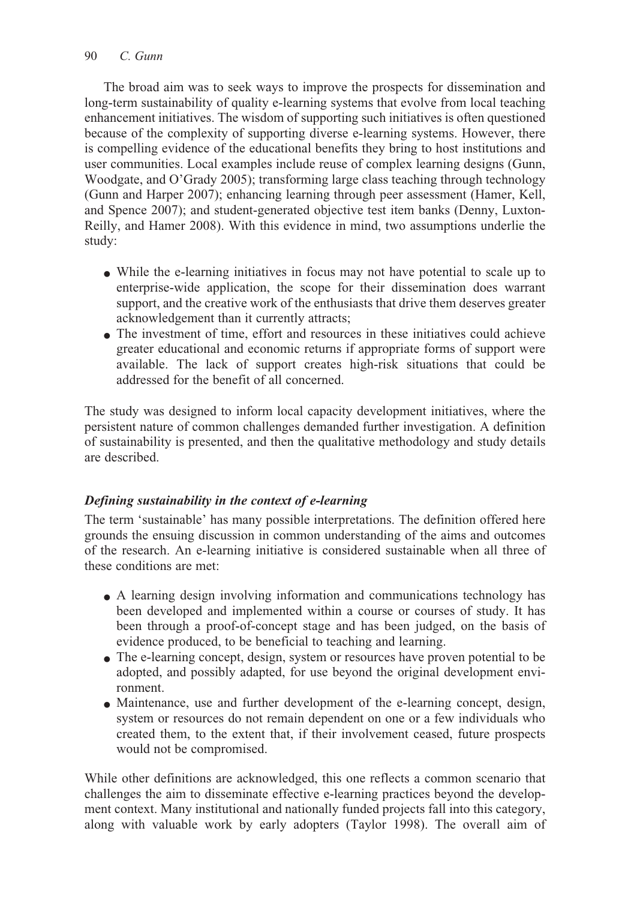The broad aim was to seek ways to improve the prospects for dissemination and long-term sustainability of quality e-learning systems that evolve from local teaching enhancement initiatives. The wisdom of supporting such initiatives is often questioned because of the complexity of supporting diverse e-learning systems. However, there is compelling evidence of the educational benefits they bring to host institutions and user communities. Local examples include reuse of complex learning designs (Gunn, Woodgate, and O'Grady 2005); transforming large class teaching through technology (Gunn and Harper 2007); enhancing learning through peer assessment (Hamer, Kell, and Spence 2007); and student-generated objective test item banks (Denny, Luxton-Reilly, and Hamer 2008). With this evidence in mind, two assumptions underlie the study:

- While the e-learning initiatives in focus may not have potential to scale up to enterprise-wide application, the scope for their dissemination does warrant support, and the creative work of the enthusiasts that drive them deserves greater acknowledgement than it currently attracts;
- The investment of time, effort and resources in these initiatives could achieve greater educational and economic returns if appropriate forms of support were available. The lack of support creates high-risk situations that could be addressed for the benefit of all concerned.

The study was designed to inform local capacity development initiatives, where the persistent nature of common challenges demanded further investigation. A definition of sustainability is presented, and then the qualitative methodology and study details are described.

### *Defining sustainability in the context of e-learning*

The term 'sustainable' has many possible interpretations. The definition offered here grounds the ensuing discussion in common understanding of the aims and outcomes of the research. An e-learning initiative is considered sustainable when all three of these conditions are met:

- A learning design involving information and communications technology has been developed and implemented within a course or courses of study. It has been through a proof-of-concept stage and has been judged, on the basis of evidence produced, to be beneficial to teaching and learning.
- The e-learning concept, design, system or resources have proven potential to be adopted, and possibly adapted, for use beyond the original development environment.
- Maintenance, use and further development of the e-learning concept, design, system or resources do not remain dependent on one or a few individuals who created them, to the extent that, if their involvement ceased, future prospects would not be compromised.

While other definitions are acknowledged, this one reflects a common scenario that challenges the aim to disseminate effective e-learning practices beyond the development context. Many institutional and nationally funded projects fall into this category, along with valuable work by early adopters (Taylor 1998). The overall aim of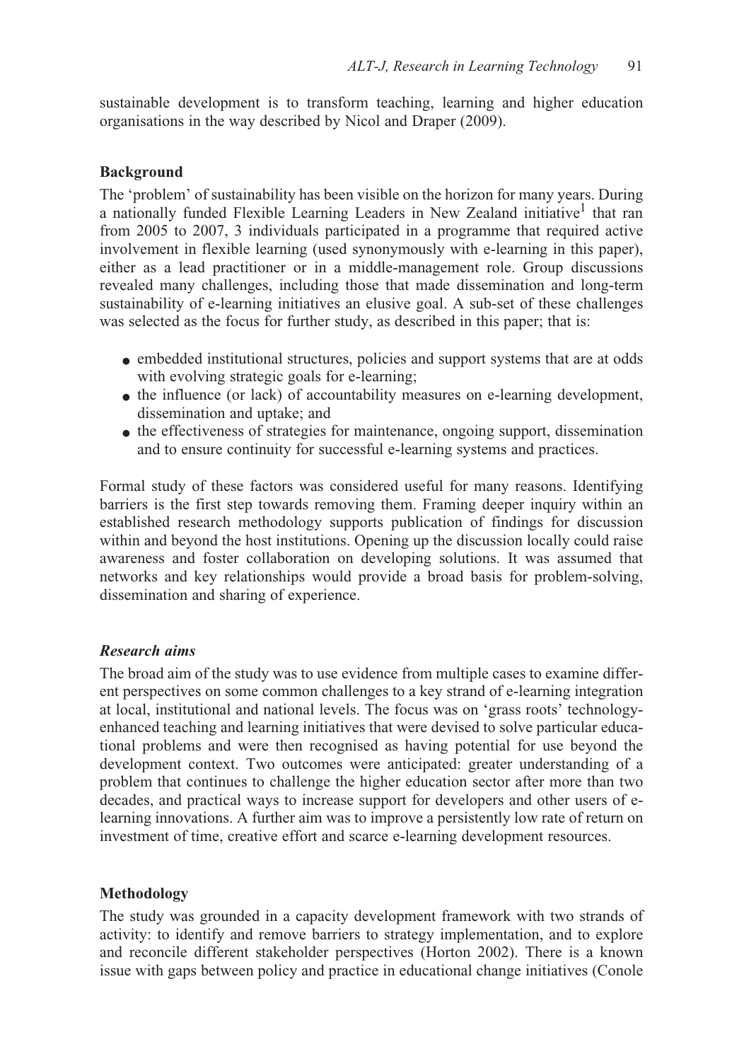sustainable development is to transform teaching, learning and higher education organisations in the way described by Nicol and Draper (2009).

## Background

The 'problem' of sustainability has been visible on the horizon for many years. During a nationally funded Flexible Learning Leaders in New Zealand initiative[1] that ran from 2005 to 2007, 3 individuals participated in a programme that required active involvement in flexible learning (used synonymously with e-learning in this paper), either as a lead practitioner or in a middle-management role. Group discussions revealed many challenges, including those that made dissemination and long-term sustainability of e-learning initiatives an elusive goal. A sub-set of these challenges was selected as the focus for further study, as described in this paper; that is:

- embedded institutional structures, policies and support systems that are at odds with evolving strategic goals for e-learning;
- the influence (or lack) of accountability measures on e-learning development, dissemination and uptake; and
- the effectiveness of strategies for maintenance, ongoing support, dissemination and to ensure continuity for successful e-learning systems and practices.

Formal study of these factors was considered useful for many reasons. Identifying barriers is the first step towards removing them. Framing deeper inquiry within an established research methodology supports publication of findings for discussion within and beyond the host institutions. Opening up the discussion locally could raise awareness and foster collaboration on developing solutions. It was assumed that networks and key relationships would provide a broad basis for problem-solving, dissemination and sharing of experience.

### *Research aims*

The broad aim of the study was to use evidence from multiple cases to examine different perspectives on some common challenges to a key strand of e-learning integration at local, institutional and national levels. The focus was on 'grass roots' technology-enhanced teaching and learning initiatives that were devised to solve particular educational problems and were then recognised as having potential for use beyond the development context. Two outcomes were anticipated: greater understanding of a problem that continues to challenge the higher education sector after more than two decades, and practical ways to increase support for developers and other users of e-learning innovations. A further aim was to improve a persistently low rate of return on investment of time, creative effort and scarce e-learning development resources.

## Methodology

The study was grounded in a capacity development framework with two strands of activity: to identify and remove barriers to strategy implementation, and to explore and reconcile different stakeholder perspectives (Horton 2002). There is a known issue with gaps between policy and practice in educational change initiatives (Conole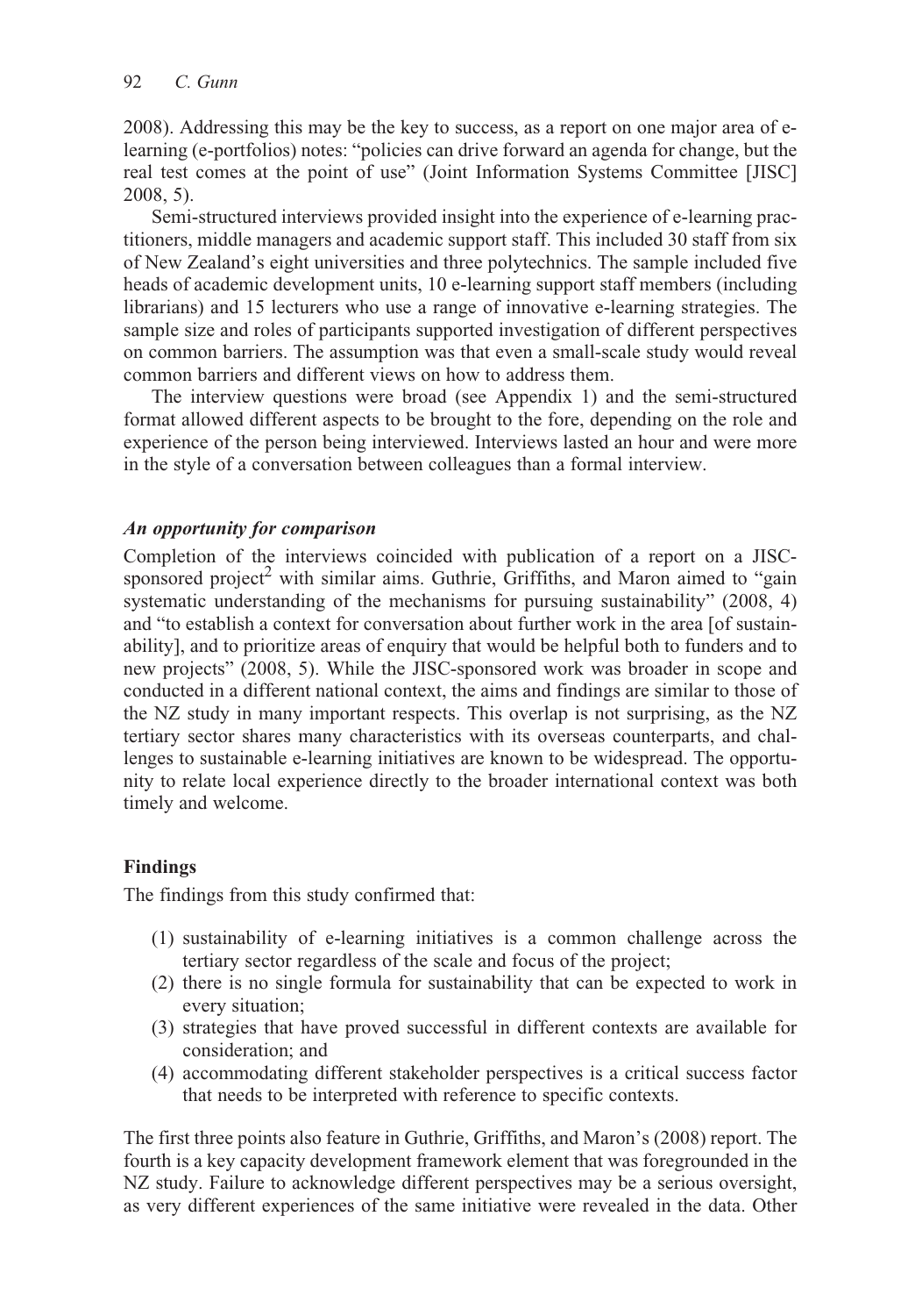2008). Addressing this may be the key to success, as a report on one major area of e-learning (e-portfolios) notes: "policies can drive forward an agenda for change, but the real test comes at the point of use" (Joint Information Systems Committee [JISC] 2008, 5).

Semi-structured interviews provided insight into the experience of e-learning practitioners, middle managers and academic support staff. This included 30 staff from six of New Zealand's eight universities and three polytechnics. The sample included five heads of academic development units, 10 e-learning support staff members (including librarians) and 15 lecturers who use a range of innovative e-learning strategies. The sample size and roles of participants supported investigation of different perspectives on common barriers. The assumption was that even a small-scale study would reveal common barriers and different views on how to address them.

The interview questions were broad (see Appendix 1) and the semi-structured format allowed different aspects to be brought to the fore, depending on the role and experience of the person being interviewed. Interviews lasted an hour and were more in the style of a conversation between colleagues than a formal interview.

### *An opportunity for comparison*

Completion of the interviews coincided with publication of a report on a JISC-sponsored project[2] with similar aims. Guthrie, Griffiths, and Maron aimed to "gain systematic understanding of the mechanisms for pursuing sustainability" (2008, 4) and "to establish a context for conversation about further work in the area [of sustainability], and to prioritize areas of enquiry that would be helpful both to funders and to new projects" (2008, 5). While the JISC-sponsored work was broader in scope and conducted in a different national context, the aims and findings are similar to those of the NZ study in many important respects. This overlap is not surprising, as the NZ tertiary sector shares many characteristics with its overseas counterparts, and challenges to sustainable e-learning initiatives are known to be widespread. The opportunity to relate local experience directly to the broader international context was both timely and welcome.

## Findings

The findings from this study confirmed that:

(1) sustainability of e-learning initiatives is a common challenge across the tertiary sector regardless of the scale and focus of the project;
(2) there is no single formula for sustainability that can be expected to work in every situation;
(3) strategies that have proved successful in different contexts are available for consideration; and
(4) accommodating different stakeholder perspectives is a critical success factor that needs to be interpreted with reference to specific contexts.

The first three points also feature in Guthrie, Griffiths, and Maron's (2008) report. The fourth is a key capacity development framework element that was foregrounded in the NZ study. Failure to acknowledge different perspectives may be a serious oversight, as very different experiences of the same initiative were revealed in the data. Other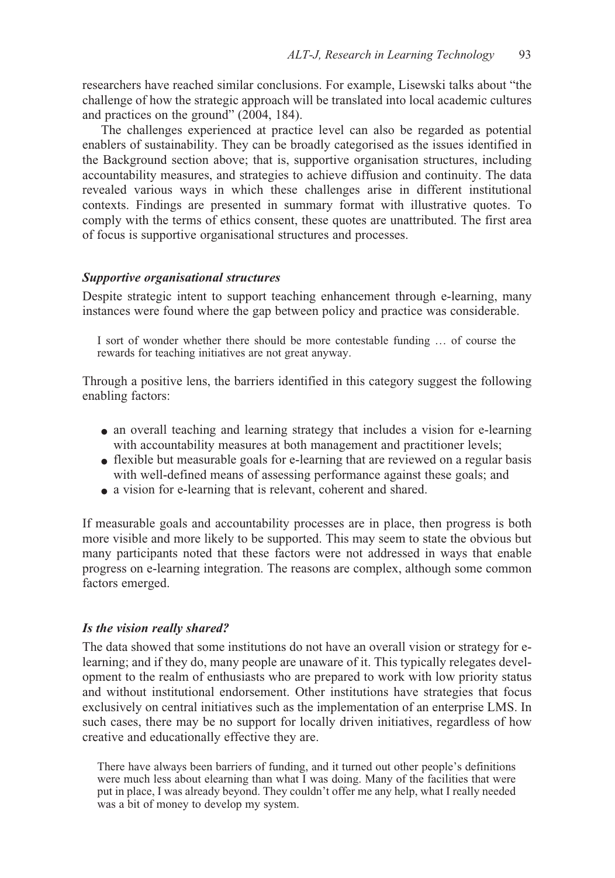researchers have reached similar conclusions. For example, Lisewski talks about "the challenge of how the strategic approach will be translated into local academic cultures and practices on the ground" (2004, 184).

The challenges experienced at practice level can also be regarded as potential enablers of sustainability. They can be broadly categorised as the issues identified in the Background section above; that is, supportive organisation structures, including accountability measures, and strategies to achieve diffusion and continuity. The data revealed various ways in which these challenges arise in different institutional contexts. Findings are presented in summary format with illustrative quotes. To comply with the terms of ethics consent, these quotes are unattributed. The first area of focus is supportive organisational structures and processes.

### *Supportive organisational structures*

Despite strategic intent to support teaching enhancement through e-learning, many instances were found where the gap between policy and practice was considerable.

> I sort of wonder whether there should be more contestable funding … of course the rewards for teaching initiatives are not great anyway.

Through a positive lens, the barriers identified in this category suggest the following enabling factors:

- an overall teaching and learning strategy that includes a vision for e-learning with accountability measures at both management and practitioner levels;
- flexible but measurable goals for e-learning that are reviewed on a regular basis with well-defined means of assessing performance against these goals; and
- a vision for e-learning that is relevant, coherent and shared.

If measurable goals and accountability processes are in place, then progress is both more visible and more likely to be supported. This may seem to state the obvious but many participants noted that these factors were not addressed in ways that enable progress on e-learning integration. The reasons are complex, although some common factors emerged.

### *Is the vision really shared?*

The data showed that some institutions do not have an overall vision or strategy for e-learning; and if they do, many people are unaware of it. This typically relegates development to the realm of enthusiasts who are prepared to work with low priority status and without institutional endorsement. Other institutions have strategies that focus exclusively on central initiatives such as the implementation of an enterprise LMS. In such cases, there may be no support for locally driven initiatives, regardless of how creative and educationally effective they are.

> There have always been barriers of funding, and it turned out other people's definitions were much less about elearning than what I was doing. Many of the facilities that were put in place, I was already beyond. They couldn't offer me any help, what I really needed was a bit of money to develop my system.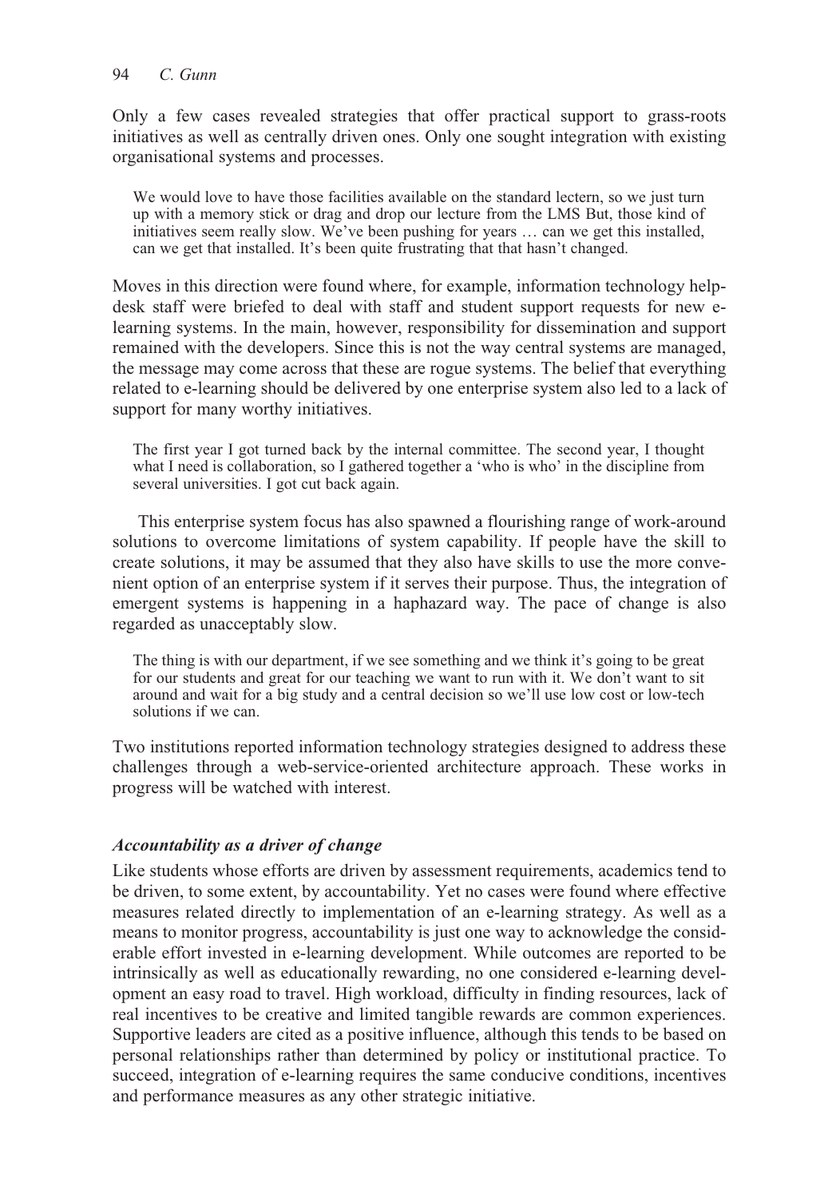Only a few cases revealed strategies that offer practical support to grass-roots initiatives as well as centrally driven ones. Only one sought integration with existing organisational systems and processes.

> We would love to have those facilities available on the standard lectern, so we just turn up with a memory stick or drag and drop our lecture from the LMS But, those kind of initiatives seem really slow. We've been pushing for years … can we get this installed, can we get that installed. It's been quite frustrating that that hasn't changed.

Moves in this direction were found where, for example, information technology help-desk staff were briefed to deal with staff and student support requests for new e-learning systems. In the main, however, responsibility for dissemination and support remained with the developers. Since this is not the way central systems are managed, the message may come across that these are rogue systems. The belief that everything related to e-learning should be delivered by one enterprise system also led to a lack of support for many worthy initiatives.

> The first year I got turned back by the internal committee. The second year, I thought what I need is collaboration, so I gathered together a 'who is who' in the discipline from several universities. I got cut back again.

This enterprise system focus has also spawned a flourishing range of work-around solutions to overcome limitations of system capability. If people have the skill to create solutions, it may be assumed that they also have skills to use the more convenient option of an enterprise system if it serves their purpose. Thus, the integration of emergent systems is happening in a haphazard way. The pace of change is also regarded as unacceptably slow.

> The thing is with our department, if we see something and we think it's going to be great for our students and great for our teaching we want to run with it. We don't want to sit around and wait for a big study and a central decision so we'll use low cost or low-tech solutions if we can.

Two institutions reported information technology strategies designed to address these challenges through a web-service-oriented architecture approach. These works in progress will be watched with interest.

### *Accountability as a driver of change*

Like students whose efforts are driven by assessment requirements, academics tend to be driven, to some extent, by accountability. Yet no cases were found where effective measures related directly to implementation of an e-learning strategy. As well as a means to monitor progress, accountability is just one way to acknowledge the considerable effort invested in e-learning development. While outcomes are reported to be intrinsically as well as educationally rewarding, no one considered e-learning development an easy road to travel. High workload, difficulty in finding resources, lack of real incentives to be creative and limited tangible rewards are common experiences. Supportive leaders are cited as a positive influence, although this tends to be based on personal relationships rather than determined by policy or institutional practice. To succeed, integration of e-learning requires the same conducive conditions, incentives and performance measures as any other strategic initiative.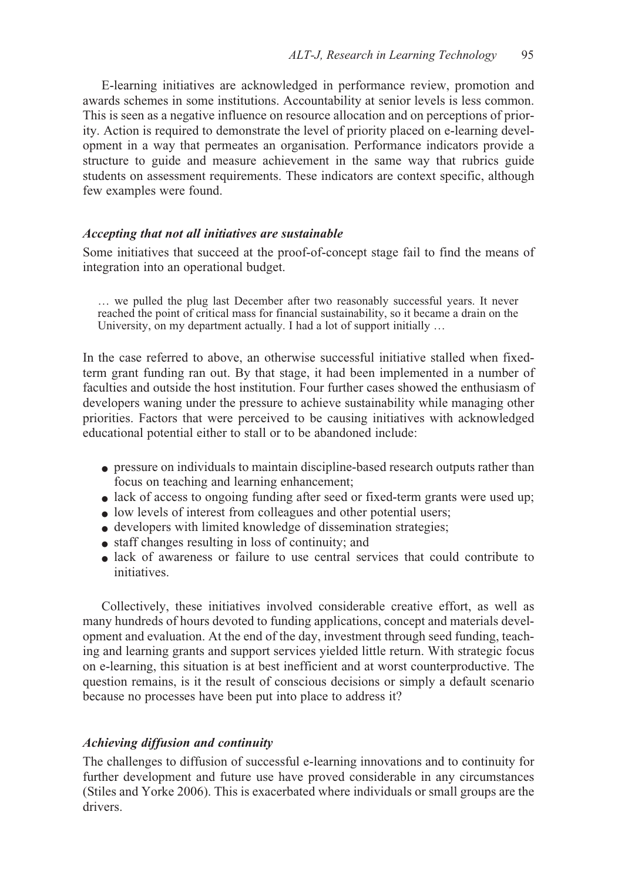E-learning initiatives are acknowledged in performance review, promotion and awards schemes in some institutions. Accountability at senior levels is less common. This is seen as a negative influence on resource allocation and on perceptions of priority. Action is required to demonstrate the level of priority placed on e-learning development in a way that permeates an organisation. Performance indicators provide a structure to guide and measure achievement in the same way that rubrics guide students on assessment requirements. These indicators are context specific, although few examples were found.

### *Accepting that not all initiatives are sustainable*

Some initiatives that succeed at the proof-of-concept stage fail to find the means of integration into an operational budget.

> … we pulled the plug last December after two reasonably successful years. It never reached the point of critical mass for financial sustainability, so it became a drain on the University, on my department actually. I had a lot of support initially …

In the case referred to above, an otherwise successful initiative stalled when fixed-term grant funding ran out. By that stage, it had been implemented in a number of faculties and outside the host institution. Four further cases showed the enthusiasm of developers waning under the pressure to achieve sustainability while managing other priorities. Factors that were perceived to be causing initiatives with acknowledged educational potential either to stall or to be abandoned include:

- pressure on individuals to maintain discipline-based research outputs rather than focus on teaching and learning enhancement;
- lack of access to ongoing funding after seed or fixed-term grants were used up;
- low levels of interest from colleagues and other potential users;
- developers with limited knowledge of dissemination strategies;
- staff changes resulting in loss of continuity; and
- lack of awareness or failure to use central services that could contribute to initiatives.

Collectively, these initiatives involved considerable creative effort, as well as many hundreds of hours devoted to funding applications, concept and materials development and evaluation. At the end of the day, investment through seed funding, teaching and learning grants and support services yielded little return. With strategic focus on e-learning, this situation is at best inefficient and at worst counterproductive. The question remains, is it the result of conscious decisions or simply a default scenario because no processes have been put into place to address it?

### *Achieving diffusion and continuity*

The challenges to diffusion of successful e-learning innovations and to continuity for further development and future use have proved considerable in any circumstances (Stiles and Yorke 2006). This is exacerbated where individuals or small groups are the drivers.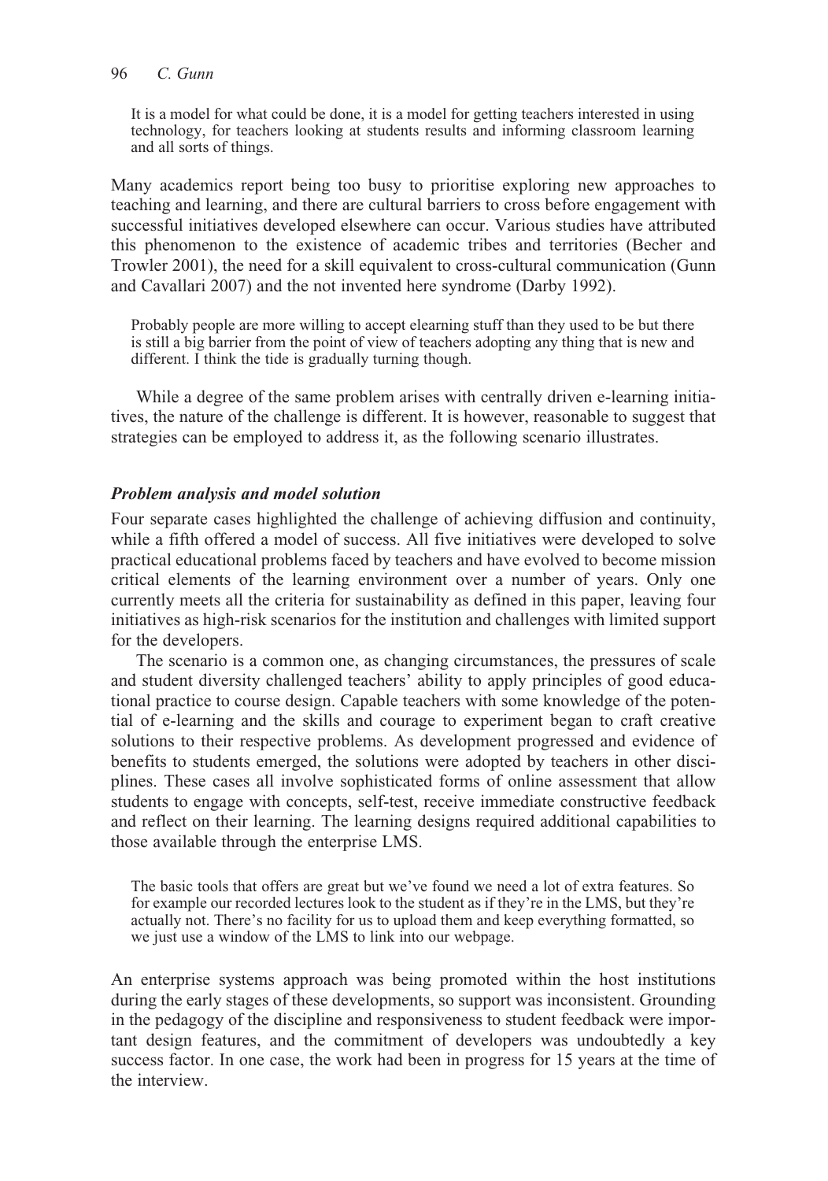> It is a model for what could be done, it is a model for getting teachers interested in using technology, for teachers looking at students results and informing classroom learning and all sorts of things.

Many academics report being too busy to prioritise exploring new approaches to teaching and learning, and there are cultural barriers to cross before engagement with successful initiatives developed elsewhere can occur. Various studies have attributed this phenomenon to the existence of academic tribes and territories (Becher and Trowler 2001), the need for a skill equivalent to cross-cultural communication (Gunn and Cavallari 2007) and the not invented here syndrome (Darby 1992).

> Probably people are more willing to accept elearning stuff than they used to be but there is still a big barrier from the point of view of teachers adopting any thing that is new and different. I think the tide is gradually turning though.

While a degree of the same problem arises with centrally driven e-learning initiatives, the nature of the challenge is different. It is however, reasonable to suggest that strategies can be employed to address it, as the following scenario illustrates.

### *Problem analysis and model solution*

Four separate cases highlighted the challenge of achieving diffusion and continuity, while a fifth offered a model of success. All five initiatives were developed to solve practical educational problems faced by teachers and have evolved to become mission critical elements of the learning environment over a number of years. Only one currently meets all the criteria for sustainability as defined in this paper, leaving four initiatives as high-risk scenarios for the institution and challenges with limited support for the developers.

The scenario is a common one, as changing circumstances, the pressures of scale and student diversity challenged teachers' ability to apply principles of good educational practice to course design. Capable teachers with some knowledge of the potential of e-learning and the skills and courage to experiment began to craft creative solutions to their respective problems. As development progressed and evidence of benefits to students emerged, the solutions were adopted by teachers in other disciplines. These cases all involve sophisticated forms of online assessment that allow students to engage with concepts, self-test, receive immediate constructive feedback and reflect on their learning. The learning designs required additional capabilities to those available through the enterprise LMS.

> The basic tools that offers are great but we've found we need a lot of extra features. So for example our recorded lectures look to the student as if they're in the LMS, but they're actually not. There's no facility for us to upload them and keep everything formatted, so we just use a window of the LMS to link into our webpage.

An enterprise systems approach was being promoted within the host institutions during the early stages of these developments, so support was inconsistent. Grounding in the pedagogy of the discipline and responsiveness to student feedback were important design features, and the commitment of developers was undoubtedly a key success factor. In one case, the work had been in progress for 15 years at the time of the interview.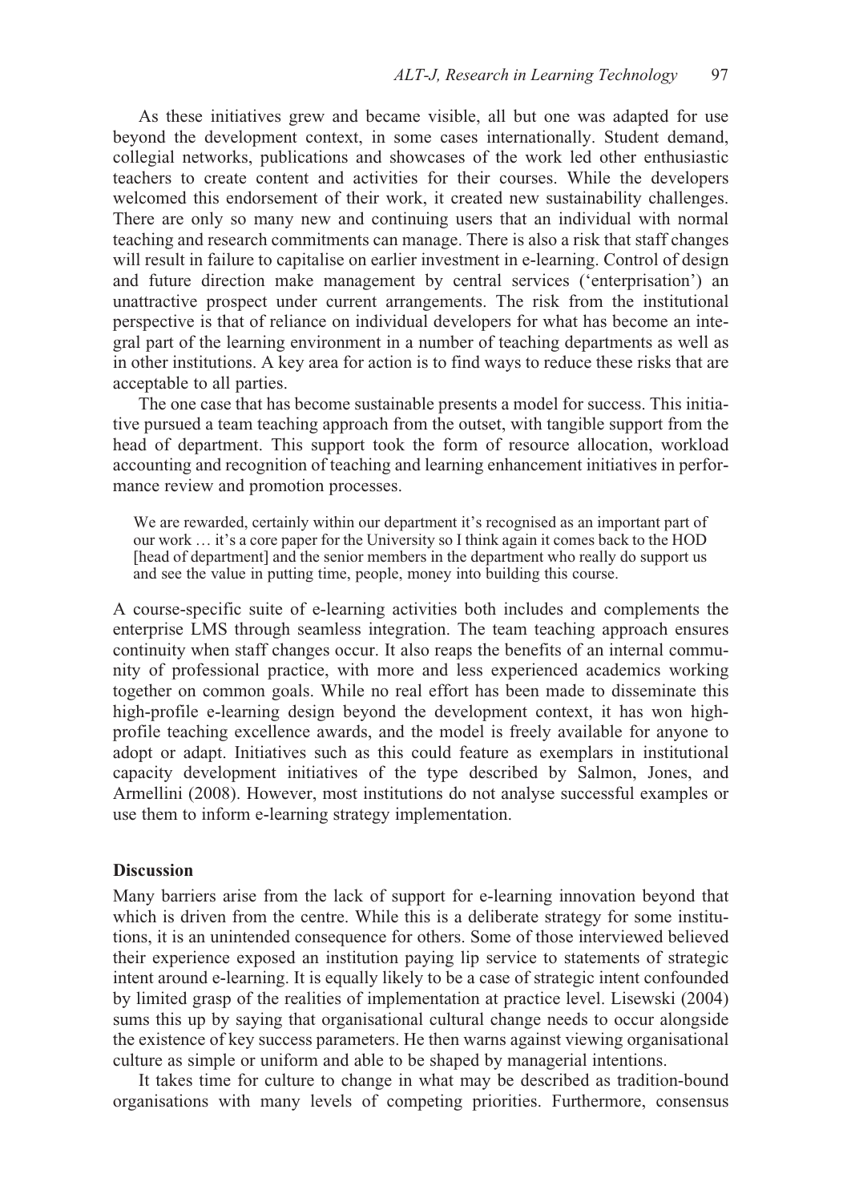As these initiatives grew and became visible, all but one was adapted for use beyond the development context, in some cases internationally. Student demand, collegial networks, publications and showcases of the work led other enthusiastic teachers to create content and activities for their courses. While the developers welcomed this endorsement of their work, it created new sustainability challenges. There are only so many new and continuing users that an individual with normal teaching and research commitments can manage. There is also a risk that staff changes will result in failure to capitalise on earlier investment in e-learning. Control of design and future direction make management by central services ('enterprisation') an unattractive prospect under current arrangements. The risk from the institutional perspective is that of reliance on individual developers for what has become an integral part of the learning environment in a number of teaching departments as well as in other institutions. A key area for action is to find ways to reduce these risks that are acceptable to all parties.

The one case that has become sustainable presents a model for success. This initiative pursued a team teaching approach from the outset, with tangible support from the head of department. This support took the form of resource allocation, workload accounting and recognition of teaching and learning enhancement initiatives in performance review and promotion processes.

> We are rewarded, certainly within our department it's recognised as an important part of our work … it's a core paper for the University so I think again it comes back to the HOD [head of department] and the senior members in the department who really do support us and see the value in putting time, people, money into building this course.

A course-specific suite of e-learning activities both includes and complements the enterprise LMS through seamless integration. The team teaching approach ensures continuity when staff changes occur. It also reaps the benefits of an internal community of professional practice, with more and less experienced academics working together on common goals. While no real effort has been made to disseminate this high-profile e-learning design beyond the development context, it has won high-profile teaching excellence awards, and the model is freely available for anyone to adopt or adapt. Initiatives such as this could feature as exemplars in institutional capacity development initiatives of the type described by Salmon, Jones, and Armellini (2008). However, most institutions do not analyse successful examples or use them to inform e-learning strategy implementation.

## Discussion

Many barriers arise from the lack of support for e-learning innovation beyond that which is driven from the centre. While this is a deliberate strategy for some institutions, it is an unintended consequence for others. Some of those interviewed believed their experience exposed an institution paying lip service to statements of strategic intent around e-learning. It is equally likely to be a case of strategic intent confounded by limited grasp of the realities of implementation at practice level. Lisewski (2004) sums this up by saying that organisational cultural change needs to occur alongside the existence of key success parameters. He then warns against viewing organisational culture as simple or uniform and able to be shaped by managerial intentions.

It takes time for culture to change in what may be described as tradition-bound organisations with many levels of competing priorities. Furthermore, consensus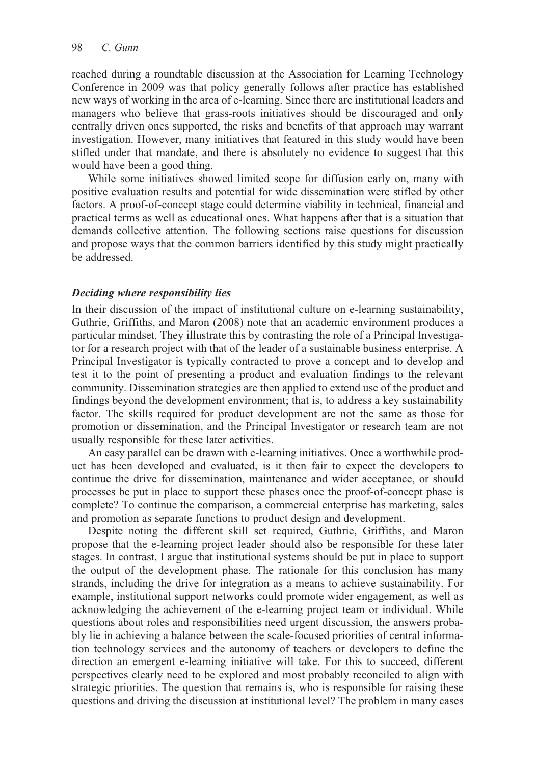reached during a roundtable discussion at the Association for Learning Technology Conference in 2009 was that policy generally follows after practice has established new ways of working in the area of e-learning. Since there are institutional leaders and managers who believe that grass-roots initiatives should be discouraged and only centrally driven ones supported, the risks and benefits of that approach may warrant investigation. However, many initiatives that featured in this study would have been stifled under that mandate, and there is absolutely no evidence to suggest that this would have been a good thing.

While some initiatives showed limited scope for diffusion early on, many with positive evaluation results and potential for wide dissemination were stifled by other factors. A proof-of-concept stage could determine viability in technical, financial and practical terms as well as educational ones. What happens after that is a situation that demands collective attention. The following sections raise questions for discussion and propose ways that the common barriers identified by this study might practically be addressed.

### *Deciding where responsibility lies*

In their discussion of the impact of institutional culture on e-learning sustainability, Guthrie, Griffiths, and Maron (2008) note that an academic environment produces a particular mindset. They illustrate this by contrasting the role of a Principal Investigator for a research project with that of the leader of a sustainable business enterprise. A Principal Investigator is typically contracted to prove a concept and to develop and test it to the point of presenting a product and evaluation findings to the relevant community. Dissemination strategies are then applied to extend use of the product and findings beyond the development environment; that is, to address a key sustainability factor. The skills required for product development are not the same as those for promotion or dissemination, and the Principal Investigator or research team are not usually responsible for these later activities.

An easy parallel can be drawn with e-learning initiatives. Once a worthwhile product has been developed and evaluated, is it then fair to expect the developers to continue the drive for dissemination, maintenance and wider acceptance, or should processes be put in place to support these phases once the proof-of-concept phase is complete? To continue the comparison, a commercial enterprise has marketing, sales and promotion as separate functions to product design and development.

Despite noting the different skill set required, Guthrie, Griffiths, and Maron propose that the e-learning project leader should also be responsible for these later stages. In contrast, I argue that institutional systems should be put in place to support the output of the development phase. The rationale for this conclusion has many strands, including the drive for integration as a means to achieve sustainability. For example, institutional support networks could promote wider engagement, as well as acknowledging the achievement of the e-learning project team or individual. While questions about roles and responsibilities need urgent discussion, the answers probably lie in achieving a balance between the scale-focused priorities of central information technology services and the autonomy of teachers or developers to define the direction an emergent e-learning initiative will take. For this to succeed, different perspectives clearly need to be explored and most probably reconciled to align with strategic priorities. The question that remains is, who is responsible for raising these questions and driving the discussion at institutional level? The problem in many cases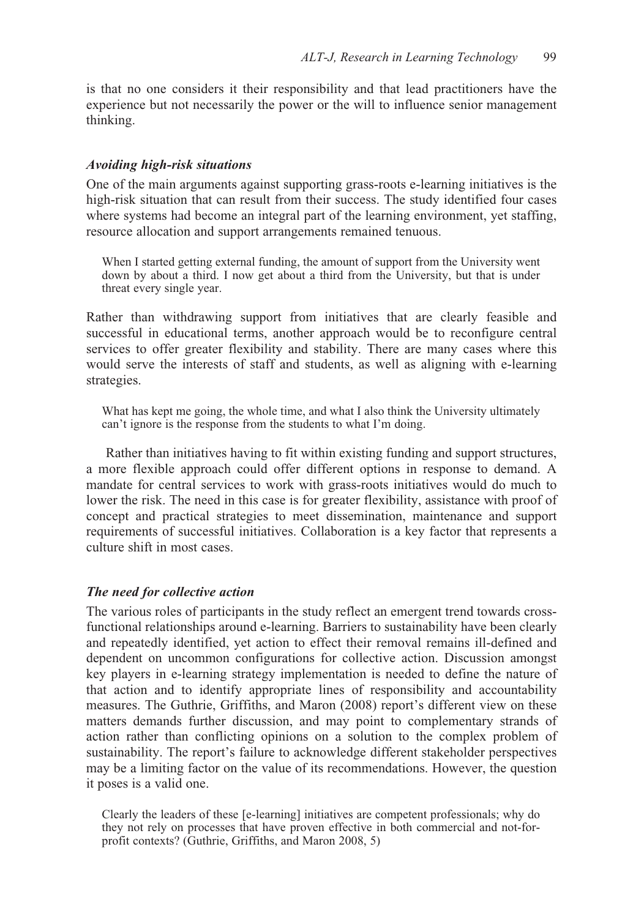is that no one considers it their responsibility and that lead practitioners have the experience but not necessarily the power or the will to influence senior management thinking.

### *Avoiding high-risk situations*

One of the main arguments against supporting grass-roots e-learning initiatives is the high-risk situation that can result from their success. The study identified four cases where systems had become an integral part of the learning environment, yet staffing, resource allocation and support arrangements remained tenuous.

> When I started getting external funding, the amount of support from the University went down by about a third. I now get about a third from the University, but that is under threat every single year.

Rather than withdrawing support from initiatives that are clearly feasible and successful in educational terms, another approach would be to reconfigure central services to offer greater flexibility and stability. There are many cases where this would serve the interests of staff and students, as well as aligning with e-learning strategies.

> What has kept me going, the whole time, and what I also think the University ultimately can't ignore is the response from the students to what I'm doing.

Rather than initiatives having to fit within existing funding and support structures, a more flexible approach could offer different options in response to demand. A mandate for central services to work with grass-roots initiatives would do much to lower the risk. The need in this case is for greater flexibility, assistance with proof of concept and practical strategies to meet dissemination, maintenance and support requirements of successful initiatives. Collaboration is a key factor that represents a culture shift in most cases.

### *The need for collective action*

The various roles of participants in the study reflect an emergent trend towards cross-functional relationships around e-learning. Barriers to sustainability have been clearly and repeatedly identified, yet action to effect their removal remains ill-defined and dependent on uncommon configurations for collective action. Discussion amongst key players in e-learning strategy implementation is needed to define the nature of that action and to identify appropriate lines of responsibility and accountability measures. The Guthrie, Griffiths, and Maron (2008) report's different view on these matters demands further discussion, and may point to complementary strands of action rather than conflicting opinions on a solution to the complex problem of sustainability. The report's failure to acknowledge different stakeholder perspectives may be a limiting factor on the value of its recommendations. However, the question it poses is a valid one.

> Clearly the leaders of these [e-learning] initiatives are competent professionals; why do they not rely on processes that have proven effective in both commercial and not-for-profit contexts? (Guthrie, Griffiths, and Maron 2008, 5)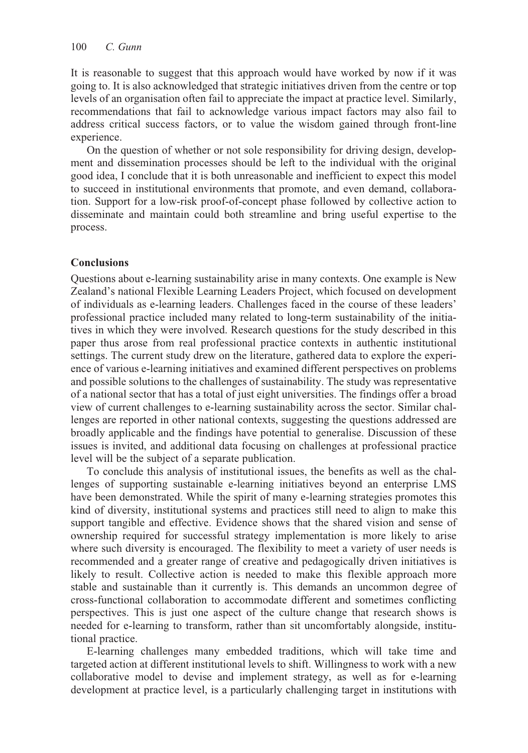It is reasonable to suggest that this approach would have worked by now if it was going to. It is also acknowledged that strategic initiatives driven from the centre or top levels of an organisation often fail to appreciate the impact at practice level. Similarly, recommendations that fail to acknowledge various impact factors may also fail to address critical success factors, or to value the wisdom gained through front-line experience.

On the question of whether or not sole responsibility for driving design, development and dissemination processes should be left to the individual with the original good idea, I conclude that it is both unreasonable and inefficient to expect this model to succeed in institutional environments that promote, and even demand, collaboration. Support for a low-risk proof-of-concept phase followed by collective action to disseminate and maintain could both streamline and bring useful expertise to the process.

## Conclusions

Questions about e-learning sustainability arise in many contexts. One example is New Zealand's national Flexible Learning Leaders Project, which focused on development of individuals as e-learning leaders. Challenges faced in the course of these leaders' professional practice included many related to long-term sustainability of the initiatives in which they were involved. Research questions for the study described in this paper thus arose from real professional practice contexts in authentic institutional settings. The current study drew on the literature, gathered data to explore the experience of various e-learning initiatives and examined different perspectives on problems and possible solutions to the challenges of sustainability. The study was representative of a national sector that has a total of just eight universities. The findings offer a broad view of current challenges to e-learning sustainability across the sector. Similar challenges are reported in other national contexts, suggesting the questions addressed are broadly applicable and the findings have potential to generalise. Discussion of these issues is invited, and additional data focusing on challenges at professional practice level will be the subject of a separate publication.

To conclude this analysis of institutional issues, the benefits as well as the challenges of supporting sustainable e-learning initiatives beyond an enterprise LMS have been demonstrated. While the spirit of many e-learning strategies promotes this kind of diversity, institutional systems and practices still need to align to make this support tangible and effective. Evidence shows that the shared vision and sense of ownership required for successful strategy implementation is more likely to arise where such diversity is encouraged. The flexibility to meet a variety of user needs is recommended and a greater range of creative and pedagogically driven initiatives is likely to result. Collective action is needed to make this flexible approach more stable and sustainable than it currently is. This demands an uncommon degree of cross-functional collaboration to accommodate different and sometimes conflicting perspectives. This is just one aspect of the culture change that research shows is needed for e-learning to transform, rather than sit uncomfortably alongside, institutional practice.

E-learning challenges many embedded traditions, which will take time and targeted action at different institutional levels to shift. Willingness to work with a new collaborative model to devise and implement strategy, as well as for e-learning development at practice level, is a particularly challenging target in institutions with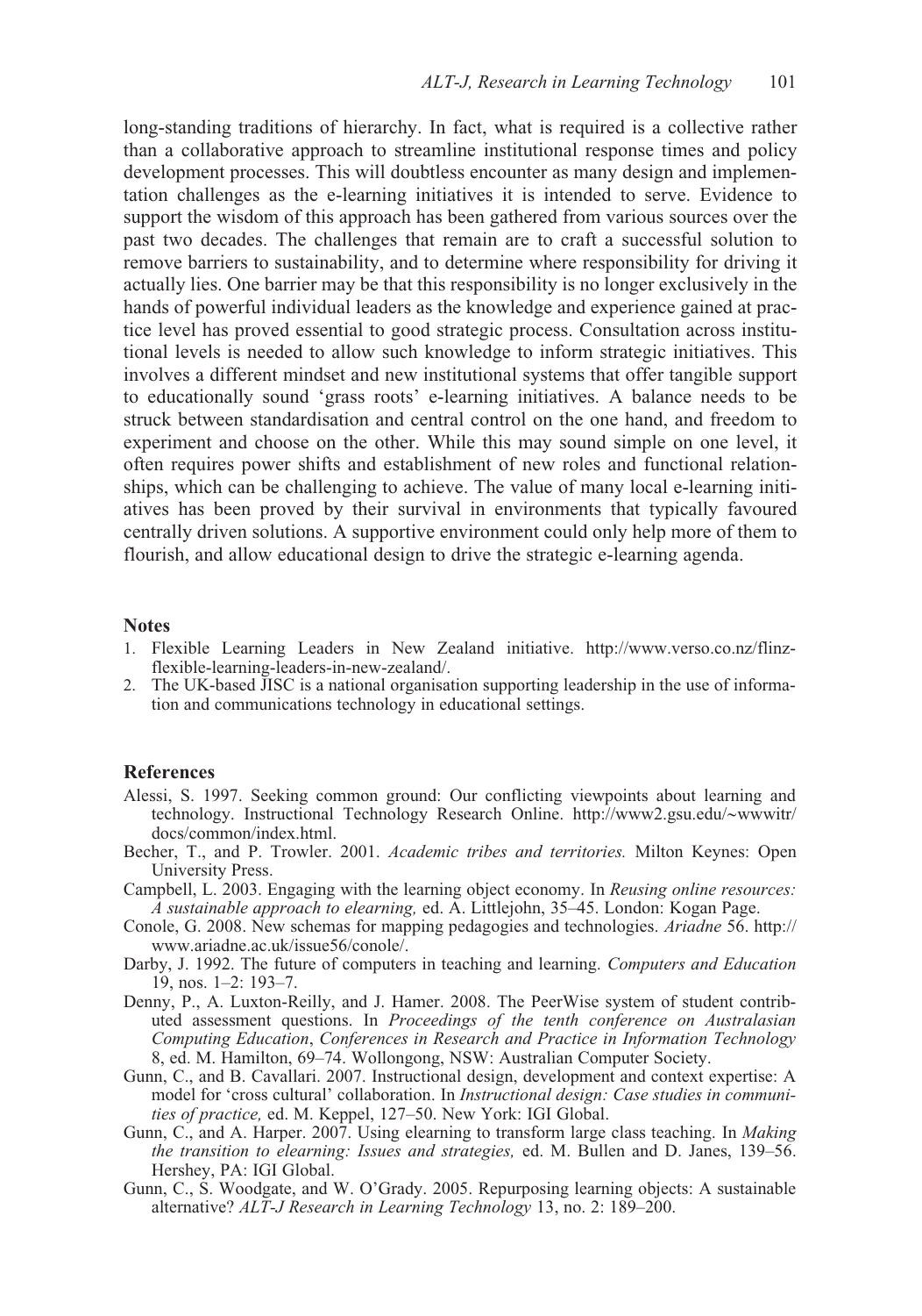long-standing traditions of hierarchy. In fact, what is required is a collective rather than a collaborative approach to streamline institutional response times and policy development processes. This will doubtless encounter as many design and implementation challenges as the e-learning initiatives it is intended to serve. Evidence to support the wisdom of this approach has been gathered from various sources over the past two decades. The challenges that remain are to craft a successful solution to remove barriers to sustainability, and to determine where responsibility for driving it actually lies. One barrier may be that this responsibility is no longer exclusively in the hands of powerful individual leaders as the knowledge and experience gained at practice level has proved essential to good strategic process. Consultation across institutional levels is needed to allow such knowledge to inform strategic initiatives. This involves a different mindset and new institutional systems that offer tangible support to educationally sound 'grass roots' e-learning initiatives. A balance needs to be struck between standardisation and central control on the one hand, and freedom to experiment and choose on the other. While this may sound simple on one level, it often requires power shifts and establishment of new roles and functional relationships, which can be challenging to achieve. The value of many local e-learning initiatives has been proved by their survival in environments that typically favoured centrally driven solutions. A supportive environment could only help more of them to flourish, and allow educational design to drive the strategic e-learning agenda.

## Notes

1. Flexible Learning Leaders in New Zealand initiative. http://www.verso.co.nz/flinz-flexible-learning-leaders-in-new-zealand/.
2. The UK-based JISC is a national organisation supporting leadership in the use of information and communications technology in educational settings.

## References

Alessi, S. 1997. Seeking common ground: Our conflicting viewpoints about learning and technology. Instructional Technology Research Online. http://www2.gsu.edu/~wwwitr/docs/common/index.html.

Becher, T., and P. Trowler. 2001. *Academic tribes and territories.* Milton Keynes: Open University Press.

Campbell, L. 2003. Engaging with the learning object economy. In *Reusing online resources: A sustainable approach to elearning,* ed. A. Littlejohn, 35–45. London: Kogan Page.

Conole, G. 2008. New schemas for mapping pedagogies and technologies. *Ariadne* 56. http://www.ariadne.ac.uk/issue56/conole/.

Darby, J. 1992. The future of computers in teaching and learning. *Computers and Education* 19, nos. 1–2: 193–7.

Denny, P., A. Luxton-Reilly, and J. Hamer. 2008. The PeerWise system of student contributed assessment questions. In *Proceedings of the tenth conference on Australasian Computing Education*, *Conferences in Research and Practice in Information Technology* 8, ed. M. Hamilton, 69–74. Wollongong, NSW: Australian Computer Society.

Gunn, C., and B. Cavallari. 2007. Instructional design, development and context expertise: A model for 'cross cultural' collaboration. In *Instructional design: Case studies in communities of practice,* ed. M. Keppel, 127–50. New York: IGI Global.

Gunn, C., and A. Harper. 2007. Using elearning to transform large class teaching. In *Making the transition to elearning: Issues and strategies,* ed. M. Bullen and D. Janes, 139–56. Hershey, PA: IGI Global.

Gunn, C., S. Woodgate, and W. O'Grady. 2005. Repurposing learning objects: A sustainable alternative? *ALT-J Research in Learning Technology* 13, no. 2: 189–200.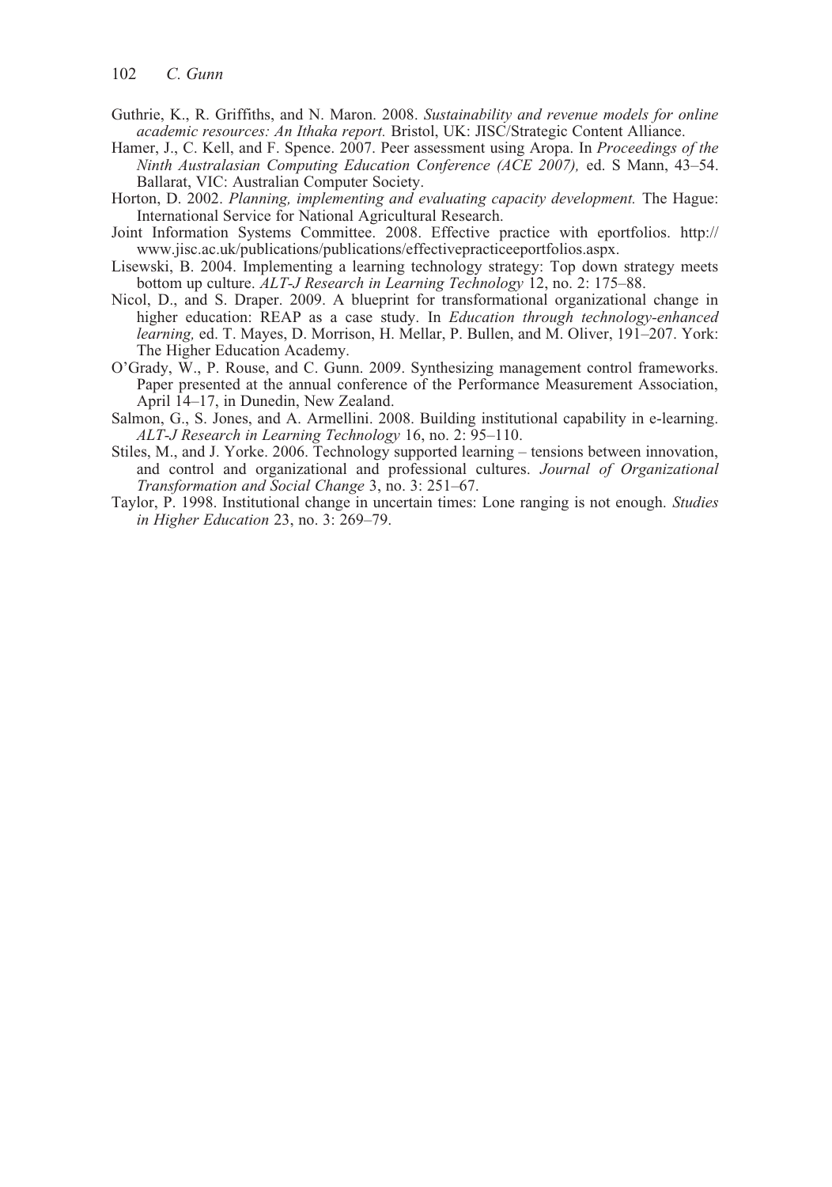Guthrie, K., R. Griffiths, and N. Maron. 2008. *Sustainability and revenue models for online academic resources: An Ithaka report.* Bristol, UK: JISC/Strategic Content Alliance.

Hamer, J., C. Kell, and F. Spence. 2007. Peer assessment using Aropa. In *Proceedings of the Ninth Australasian Computing Education Conference (ACE 2007),* ed. S Mann, 43–54. Ballarat, VIC: Australian Computer Society.

Horton, D. 2002. *Planning, implementing and evaluating capacity development.* The Hague: International Service for National Agricultural Research.

Joint Information Systems Committee. 2008. Effective practice with eportfolios. http://www.jisc.ac.uk/publications/publications/effectivepracticeeportfolios.aspx.

Lisewski, B. 2004. Implementing a learning technology strategy: Top down strategy meets bottom up culture. *ALT-J Research in Learning Technology* 12, no. 2: 175–88.

Nicol, D., and S. Draper. 2009. A blueprint for transformational organizational change in higher education: REAP as a case study. In *Education through technology-enhanced learning,* ed. T. Mayes, D. Morrison, H. Mellar, P. Bullen, and M. Oliver, 191–207. York: The Higher Education Academy.

O'Grady, W., P. Rouse, and C. Gunn. 2009. Synthesizing management control frameworks. Paper presented at the annual conference of the Performance Measurement Association, April 14–17, in Dunedin, New Zealand.

Salmon, G., S. Jones, and A. Armellini. 2008. Building institutional capability in e-learning. *ALT-J Research in Learning Technology* 16, no. 2: 95–110.

Stiles, M., and J. Yorke. 2006. Technology supported learning – tensions between innovation, and control and organizational and professional cultures. *Journal of Organizational Transformation and Social Change* 3, no. 3: 251–67.

Taylor, P. 1998. Institutional change in uncertain times: Lone ranging is not enough. *Studies in Higher Education* 23, no. 3: 269–79.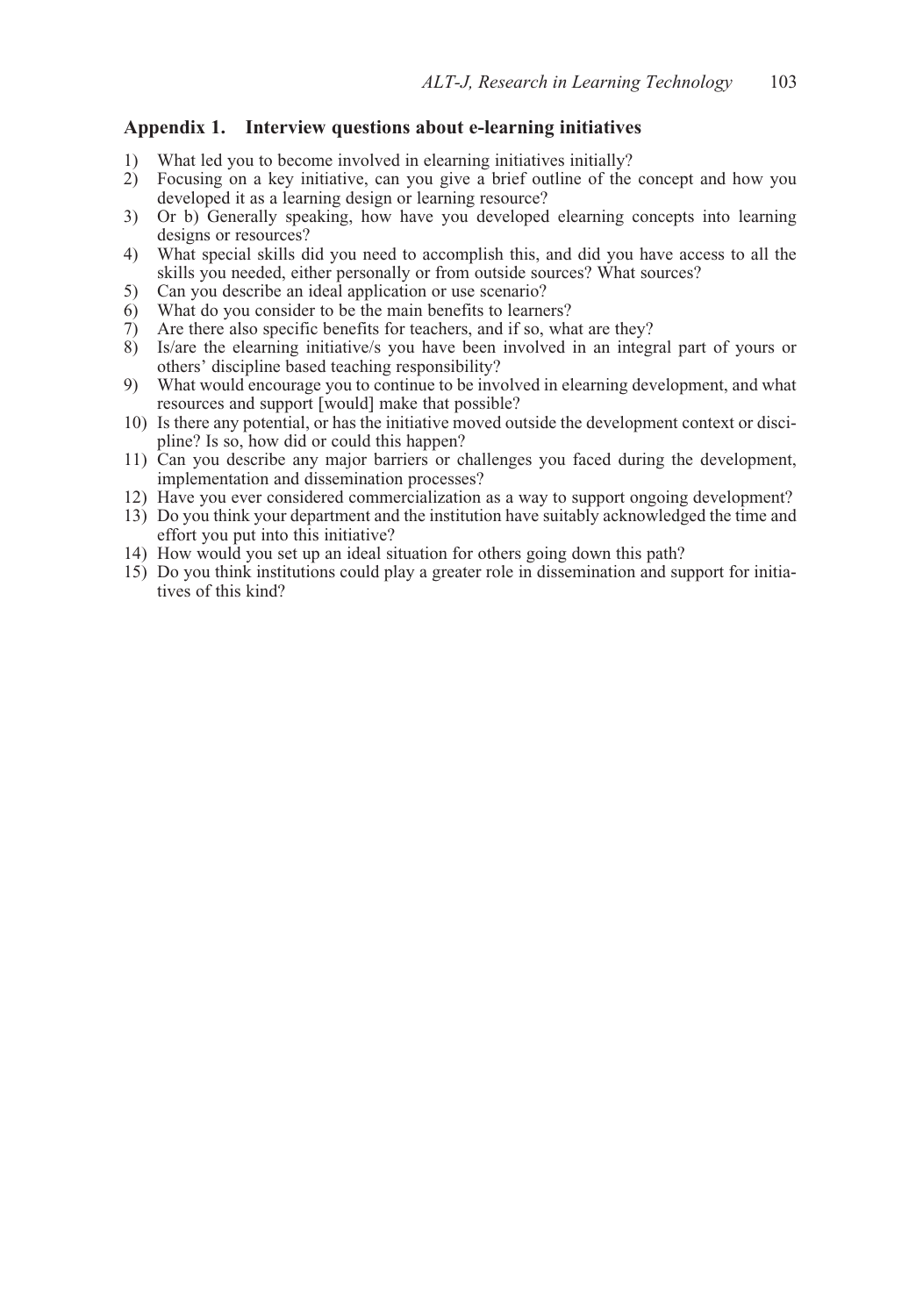## Appendix 1. Interview questions about e-learning initiatives

1) What led you to become involved in elearning initiatives initially?
2) Focusing on a key initiative, can you give a brief outline of the concept and how you developed it as a learning design or learning resource?
3) Or b) Generally speaking, how have you developed elearning concepts into learning designs or resources?
4) What special skills did you need to accomplish this, and did you have access to all the skills you needed, either personally or from outside sources? What sources?
5) Can you describe an ideal application or use scenario?
6) What do you consider to be the main benefits to learners?
7) Are there also specific benefits for teachers, and if so, what are they?
8) Is/are the elearning initiative/s you have been involved in an integral part of yours or others' discipline based teaching responsibility?
9) What would encourage you to continue to be involved in elearning development, and what resources and support [would] make that possible?
10) Is there any potential, or has the initiative moved outside the development context or discipline? Is so, how did or could this happen?
11) Can you describe any major barriers or challenges you faced during the development, implementation and dissemination processes?
12) Have you ever considered commercialization as a way to support ongoing development?
13) Do you think your department and the institution have suitably acknowledged the time and effort you put into this initiative?
14) How would you set up an ideal situation for others going down this path?
15) Do you think institutions could play a greater role in dissemination and support for initiatives of this kind?